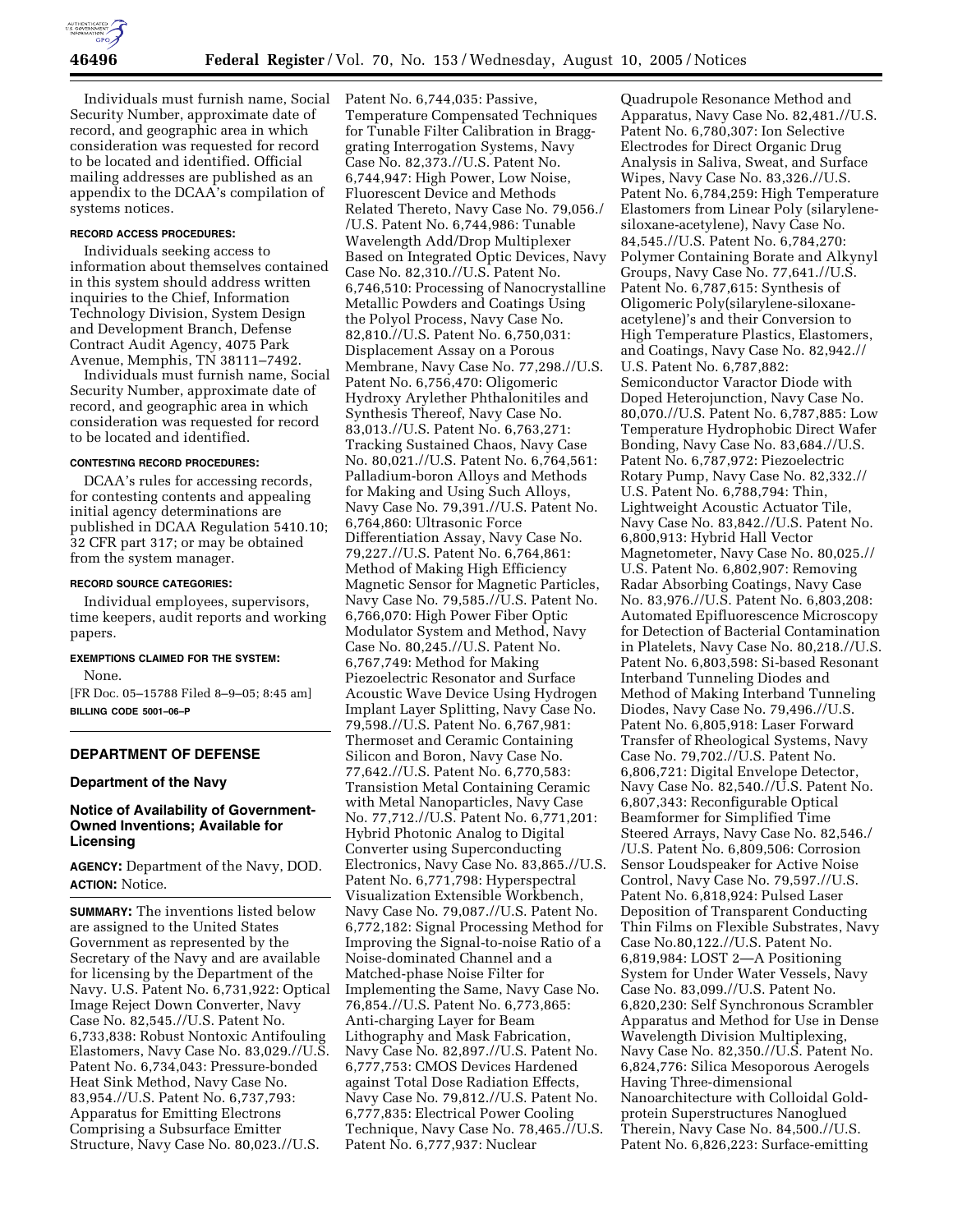Individuals must furnish name, Social Security Number, approximate date of record, and geographic area in which consideration was requested for record to be located and identified. Official mailing addresses are published as an appendix to the DCAA's compilation of systems notices.

**RECORD ACCESS PROCEDURES:**

Individuals seeking access to information about themselves contained in this system should address written inquiries to the Chief, Information Technology Division, System Design and Development Branch, Defense Contract Audit Agency, 4075 Park Avenue, Memphis, TN 38111–7492.

Individuals must furnish name, Social Security Number, approximate date of record, and geographic area in which consideration was requested for record to be located and identified.

**CONTESTING RECORD PROCEDURES:**

DCAA's rules for accessing records, for contesting contents and appealing initial agency determinations are published in DCAA Regulation 5410.10; 32 CFR part 317; or may be obtained from the system manager.

**RECORD SOURCE CATEGORIES:**

Individual employees, supervisors, time keepers, audit reports and working papers.

**EXEMPTIONS CLAIMED FOR THE SYSTEM:**

None.

[FR Doc. 05–15788 Filed 8–9–05; 8:45 am]

**BILLING CODE 5001–06–P**

## DEPARTMENT OF DEFENSE

### Department of the Navy

### Notice of Availability of Government-Owned Inventions; Available for Licensing

**AGENCY:** Department of the Navy, DOD.

**ACTION:** Notice.

**SUMMARY:** The inventions listed below are assigned to the United States Government as represented by the Secretary of the Navy and are available for licensing by the Department of the Navy. U.S. Patent No. 6,731,922: Optical Image Reject Down Converter, Navy Case No. 82,545.//U.S. Patent No. 6,733,838: Robust Nontoxic Antifouling Elastomers, Navy Case No. 83,029.//U.S. Patent No. 6,734,043: Pressure-bonded Heat Sink Method, Navy Case No. 83,954.//U.S. Patent No. 6,737,793: Apparatus for Emitting Electrons Comprising a Subsurface Emitter Structure, Navy Case No. 80,023.//U.S. Patent No. 6,744,035: Passive, Temperature Compensated Techniques for Tunable Filter Calibration in Bragg-grating Interrogation Systems, Navy Case No. 82,373.//U.S. Patent No. 6,744,947: High Power, Low Noise, Fluorescent Device and Methods Related Thereto, Navy Case No. 79,056.//U.S. Patent No. 6,744,986: Tunable Wavelength Add/Drop Multiplexer Based on Integrated Optic Devices, Navy Case No. 82,310.//U.S. Patent No. 6,746,510: Processing of Nanocrystalline Metallic Powders and Coatings Using the Polyol Process, Navy Case No. 82,810.//U.S. Patent No. 6,750,031: Displacement Assay on a Porous Membrane, Navy Case No. 77,298.//U.S. Patent No. 6,756,470: Oligomeric Hydroxy Arylether Phthalonitiles and Synthesis Thereof, Navy Case No. 83,013.//U.S. Patent No. 6,763,271: Tracking Sustained Chaos, Navy Case No. 80,021.//U.S. Patent No. 6,764,561: Palladium-boron Alloys and Methods for Making and Using Such Alloys, Navy Case No. 79,391.//U.S. Patent No. 6,764,860: Ultrasonic Force Differentiation Assay, Navy Case No. 79,227.//U.S. Patent No. 6,764,861: Method of Making High Efficiency Magnetic Sensor for Magnetic Particles, Navy Case No. 79,585.//U.S. Patent No. 6,766,070: High Power Fiber Optic Modulator System and Method, Navy Case No. 80,245.//U.S. Patent No. 6,767,749: Method for Making Piezoelectric Resonator and Surface Acoustic Wave Device Using Hydrogen Implant Layer Splitting, Navy Case No. 79,598.//U.S. Patent No. 6,767,981: Thermoset and Ceramic Containing Silicon and Boron, Navy Case No. 77,642.//U.S. Patent No. 6,770,583: Transistion Metal Containing Ceramic with Metal Nanoparticles, Navy Case No. 77,712.//U.S. Patent No. 6,771,201: Hybrid Photonic Analog to Digital Converter using Superconducting Electronics, Navy Case No. 83,865.//U.S. Patent No. 6,771,798: Hyperspectral Visualization Extensible Workbench, Navy Case No. 79,087.//U.S. Patent No. 6,772,182: Signal Processing Method for Improving the Signal-to-noise Ratio of a Noise-dominated Channel and a Matched-phase Noise Filter for Implementing the Same, Navy Case No. 76,854.//U.S. Patent No. 6,773,865: Anti-charging Layer for Beam Lithography and Mask Fabrication, Navy Case No. 82,897.//U.S. Patent No. 6,777,753: CMOS Devices Hardened against Total Dose Radiation Effects, Navy Case No. 79,812.//U.S. Patent No. 6,777,835: Electrical Power Cooling Technique, Navy Case No. 78,465.//U.S. Patent No. 6,777,937: Nuclear Quadrupole Resonance Method and Apparatus, Navy Case No. 82,481.//U.S. Patent No. 6,780,307: Ion Selective Electrodes for Direct Organic Drug Analysis in Saliva, Sweat, and Surface Wipes, Navy Case No. 83,326.//U.S. Patent No. 6,784,259: High Temperature Elastomers from Linear Poly (silarylene-siloxane-acetylene), Navy Case No. 84,545.//U.S. Patent No. 6,784,270: Polymer Containing Borate and Alkynyl Groups, Navy Case No. 77,641.//U.S. Patent No. 6,787,615: Synthesis of Oligomeric Poly(silarylene-siloxane-acetylene)'s and their Conversion to High Temperature Plastics, Elastomers, and Coatings, Navy Case No. 82,942.//U.S. Patent No. 6,787,882: Semiconductor Varactor Diode with Doped Heterojunction, Navy Case No. 80,070.//U.S. Patent No. 6,787,885: Low Temperature Hydrophobic Direct Wafer Bonding, Navy Case No. 83,684.//U.S. Patent No. 6,787,972: Piezoelectric Rotary Pump, Navy Case No. 82,332.//U.S. Patent No. 6,788,794: Thin, Lightweight Acoustic Actuator Tile, Navy Case No. 83,842.//U.S. Patent No. 6,800,913: Hybrid Hall Vector Magnetometer, Navy Case No. 80,025.//U.S. Patent No. 6,802,907: Removing Radar Absorbing Coatings, Navy Case No. 83,976.//U.S. Patent No. 6,803,208: Automated Epifluorescence Microscopy for Detection of Bacterial Contamination in Platelets, Navy Case No. 80,218.//U.S. Patent No. 6,803,598: Si-based Resonant Interband Tunneling Diodes and Method of Making Interband Tunneling Diodes, Navy Case No. 79,496.//U.S. Patent No. 6,805,918: Laser Forward Transfer of Rheological Systems, Navy Case No. 79,702.//U.S. Patent No. 6,806,721: Digital Envelope Detector, Navy Case No. 82,540.//U.S. Patent No. 6,807,343: Reconfigurable Optical Beamformer for Simplified Time Steered Arrays, Navy Case No. 82,546.//U.S. Patent No. 6,809,506: Corrosion Sensor Loudspeaker for Active Noise Control, Navy Case No. 79,597.//U.S. Patent No. 6,818,924: Pulsed Laser Deposition of Transparent Conducting Thin Films on Flexible Substrates, Navy Case No.80,122.//U.S. Patent No. 6,819,984: LOST 2—A Positioning System for Under Water Vessels, Navy Case No. 83,099.//U.S. Patent No. 6,820,230: Self Synchronous Scrambler Apparatus and Method for Use in Dense Wavelength Division Multiplexing, Navy Case No. 82,350.//U.S. Patent No. 6,824,776: Silica Mesoporous Aerogels Having Three-dimensional Nanoarchitecture with Colloidal Gold-protein Superstructures Nanoglued Therein, Navy Case No. 84,500.//U.S. Patent No. 6,826,223: Surface-emitting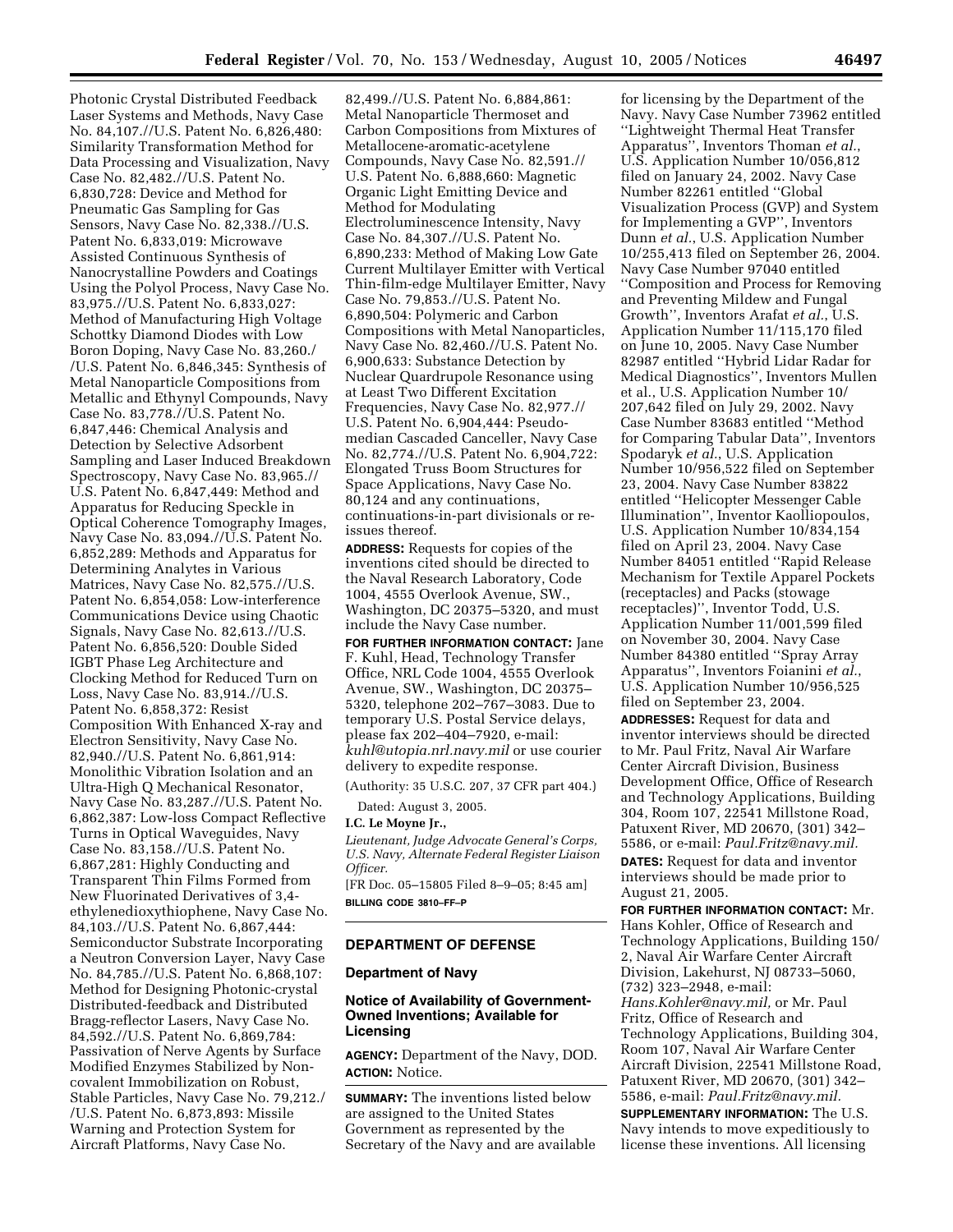Photonic Crystal Distributed Feedback Laser Systems and Methods, Navy Case No. 84,107.//U.S. Patent No. 6,826,480: Similarity Transformation Method for Data Processing and Visualization, Navy Case No. 82,482.//U.S. Patent No. 6,830,728: Device and Method for Pneumatic Gas Sampling for Gas Sensors, Navy Case No. 82,338.//U.S. Patent No. 6,833,019: Microwave Assisted Continuous Synthesis of Nanocrystalline Powders and Coatings Using the Polyol Process, Navy Case No. 83,975.//U.S. Patent No. 6,833,027: Method of Manufacturing High Voltage Schottky Diamond Diodes with Low Boron Doping, Navy Case No. 83,260.//U.S. Patent No. 6,846,345: Synthesis of Metal Nanoparticle Compositions from Metallic and Ethynyl Compounds, Navy Case No. 83,778.//U.S. Patent No. 6,847,446: Chemical Analysis and Detection by Selective Adsorbent Sampling and Laser Induced Breakdown Spectroscopy, Navy Case No. 83,965.//U.S. Patent No. 6,847,449: Method and Apparatus for Reducing Speckle in Optical Coherence Tomography Images, Navy Case No. 83,094.//U.S. Patent No. 6,852,289: Methods and Apparatus for Determining Analytes in Various Matrices, Navy Case No. 82,575.//U.S. Patent No. 6,854,058: Low-interference Communications Device using Chaotic Signals, Navy Case No. 82,613.//U.S. Patent No. 6,856,520: Double Sided IGBT Phase Leg Architecture and Clocking Method for Reduced Turn on Loss, Navy Case No. 83,914.//U.S. Patent No. 6,858,372: Resist Composition With Enhanced X-ray and Electron Sensitivity, Navy Case No. 82,940.//U.S. Patent No. 6,861,914: Monolithic Vibration Isolation and an Ultra-High Q Mechanical Resonator, Navy Case No. 83,287.//U.S. Patent No. 6,862,387: Low-loss Compact Reflective Turns in Optical Waveguides, Navy Case No. 83,158.//U.S. Patent No. 6,867,281: Highly Conducting and Transparent Thin Films Formed from New Fluorinated Derivatives of 3,4-ethylenedioxythiophene, Navy Case No. 84,103.//U.S. Patent No. 6,867,444: Semiconductor Substrate Incorporating a Neutron Conversion Layer, Navy Case No. 84,785.//U.S. Patent No. 6,868,107: Method for Designing Photonic-crystal Distributed-feedback and Distributed Bragg-reflector Lasers, Navy Case No. 84,592.//U.S. Patent No. 6,869,784: Passivation of Nerve Agents by Surface Modified Enzymes Stabilized by Non-covalent Immobilization on Robust, Stable Particles, Navy Case No. 79,212.//U.S. Patent No. 6,873,893: Missile Warning and Protection System for Aircraft Platforms, Navy Case No. 82,499.//U.S. Patent No. 6,884,861: Metal Nanoparticle Thermoset and Carbon Compositions from Mixtures of Metallocene-aromatic-acetylene Compounds, Navy Case No. 82,591.//U.S. Patent No. 6,888,660: Magnetic Organic Light Emitting Device and Method for Modulating Electroluminescence Intensity, Navy Case No. 84,307.//U.S. Patent No. 6,890,233: Method of Making Low Gate Current Multilayer Emitter with Vertical Thin-film-edge Multilayer Emitter, Navy Case No. 79,853.//U.S. Patent No. 6,890,504: Polymeric and Carbon Compositions with Metal Nanoparticles, Navy Case No. 82,460.//U.S. Patent No. 6,900,633: Substance Detection by Nuclear Quardrupole Resonance using at Least Two Different Excitation Frequencies, Navy Case No. 82,977.//U.S. Patent No. 6,904,444: Pseudo-median Cascaded Canceller, Navy Case No. 82,774.//U.S. Patent No. 6,904,722: Elongated Truss Boom Structures for Space Applications, Navy Case No. 80,124 and any continuations, continuations-in-part divisionals or re-issues thereof.

**ADDRESS:** Requests for copies of the inventions cited should be directed to the Naval Research Laboratory, Code 1004, 4555 Overlook Avenue, SW., Washington, DC 20375–5320, and must include the Navy Case number.

**FOR FURTHER INFORMATION CONTACT:** Jane F. Kuhl, Head, Technology Transfer Office, NRL Code 1004, 4555 Overlook Avenue, SW., Washington, DC 20375–5320, telephone 202–767–3083. Due to temporary U.S. Postal Service delays, please fax 202–404–7920, e-mail: *kuhl@utopia.nrl.navy.mil* or use courier delivery to expedite response.

(Authority: 35 U.S.C. 207, 37 CFR part 404.)

Dated: August 3, 2005.

**I.C. Le Moyne Jr.,**

*Lieutenant, Judge Advocate General's Corps, U.S. Navy, Alternate Federal Register Liaison Officer.*

[FR Doc. 05–15805 Filed 8–9–05; 8:45 am]

**BILLING CODE 3810–FF–P**

## DEPARTMENT OF DEFENSE

### Department of Navy

### Notice of Availability of Government-Owned Inventions; Available for Licensing

**AGENCY:** Department of the Navy, DOD.

**ACTION:** Notice.

**SUMMARY:** The inventions listed below are assigned to the United States Government as represented by the Secretary of the Navy and are available for licensing by the Department of the Navy. Navy Case Number 73962 entitled ''Lightweight Thermal Heat Transfer Apparatus'', Inventors Thoman *et al.*, U.S. Application Number 10/056,812 filed on January 24, 2002. Navy Case Number 82261 entitled ''Global Visualization Process (GVP) and System for Implementing a GVP'', Inventors Dunn *et al.*, U.S. Application Number 10/255,413 filed on September 26, 2004. Navy Case Number 97040 entitled ''Composition and Process for Removing and Preventing Mildew and Fungal Growth'', Inventors Arafat *et al.*, U.S. Application Number 11/115,170 filed on June 10, 2005. Navy Case Number 82987 entitled ''Hybrid Lidar Radar for Medical Diagnostics'', Inventors Mullen et al., U.S. Application Number 10/207,642 filed on July 29, 2002. Navy Case Number 83683 entitled ''Method for Comparing Tabular Data'', Inventors Spodaryk *et al.*, U.S. Application Number 10/956,522 filed on September 23, 2004. Navy Case Number 83822 entitled ''Helicopter Messenger Cable Illumination'', Inventor Kaolliopoulos, U.S. Application Number 10/834,154 filed on April 23, 2004. Navy Case Number 84051 entitled ''Rapid Release Mechanism for Textile Apparel Pockets (receptacles) and Packs (stowage receptacles)'', Inventor Todd, U.S. Application Number 11/001,599 filed on November 30, 2004. Navy Case Number 84380 entitled ''Spray Array Apparatus'', Inventors Foianini *et al.*, U.S. Application Number 10/956,525 filed on September 23, 2004.

**ADDRESSES:** Request for data and inventor interviews should be directed to Mr. Paul Fritz, Naval Air Warfare Center Aircraft Division, Business Development Office, Office of Research and Technology Applications, Building 304, Room 107, 22541 Millstone Road, Patuxent River, MD 20670, (301) 342–5586, or e-mail: *Paul.Fritz@navy.mil.*

**DATES:** Request for data and inventor interviews should be made prior to August 21, 2005.

**FOR FURTHER INFORMATION CONTACT:** Mr. Hans Kohler, Office of Research and Technology Applications, Building 150/2, Naval Air Warfare Center Aircraft Division, Lakehurst, NJ 08733–5060, (732) 323–2948, e-mail: *Hans.Kohler@navy.mil,* or Mr. Paul Fritz, Office of Research and Technology Applications, Building 304, Room 107, Naval Air Warfare Center Aircraft Division, 22541 Millstone Road, Patuxent River, MD 20670, (301) 342–5586, e-mail: *Paul.Fritz@navy.mil.*

**SUPPLEMENTARY INFORMATION:** The U.S. Navy intends to move expeditiously to license these inventions. All licensing